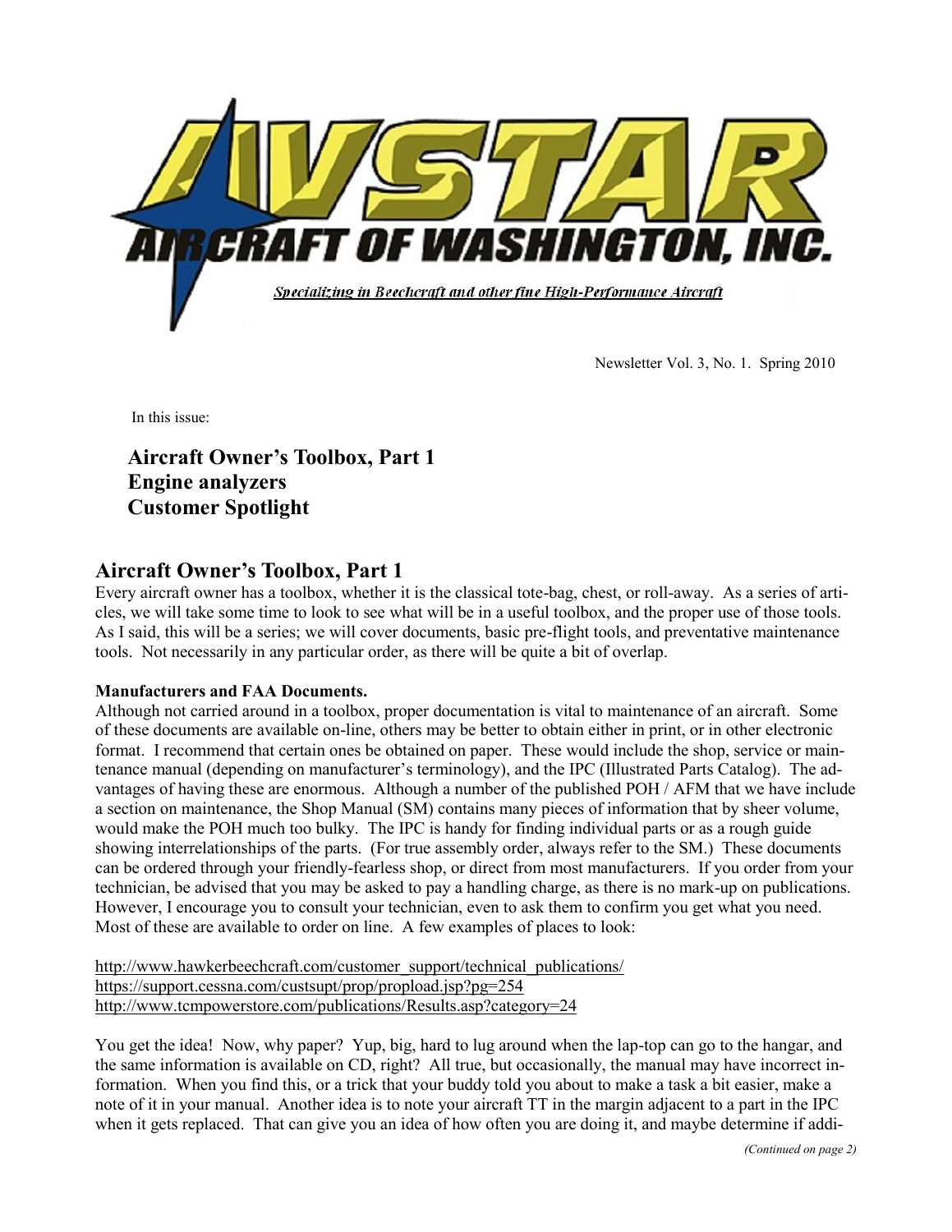# AVSTAR AIRCRAFT OF WASHINGTON, INC.

*Specializing in Beechcraft and other fine High-Performance Aircraft*

Newsletter Vol. 3, No. 1. Spring 2010

In this issue:

**Aircraft Owner's Toolbox, Part 1**
**Engine analyzers**
**Customer Spotlight**

## Aircraft Owner's Toolbox, Part 1

Every aircraft owner has a toolbox, whether it is the classical tote-bag, chest, or roll-away. As a series of articles, we will take some time to look to see what will be in a useful toolbox, and the proper use of those tools. As I said, this will be a series; we will cover documents, basic pre-flight tools, and preventative maintenance tools. Not necessarily in any particular order, as there will be quite a bit of overlap.

**Manufacturers and FAA Documents.**

Although not carried around in a toolbox, proper documentation is vital to maintenance of an aircraft. Some of these documents are available on-line, others may be better to obtain either in print, or in other electronic format. I recommend that certain ones be obtained on paper. These would include the shop, service or maintenance manual (depending on manufacturer's terminology), and the IPC (Illustrated Parts Catalog). The advantages of having these are enormous. Although a number of the published POH / AFM that we have include a section on maintenance, the Shop Manual (SM) contains many pieces of information that by sheer volume, would make the POH much too bulky. The IPC is handy for finding individual parts or as a rough guide showing interrelationships of the parts. (For true assembly order, always refer to the SM.) These documents can be ordered through your friendly-fearless shop, or direct from most manufacturers. If you order from your technician, be advised that you may be asked to pay a handling charge, as there is no mark-up on publications. However, I encourage you to consult your technician, even to ask them to confirm you get what you need. Most of these are available to order on line. A few examples of places to look:

http://www.hawkerbeechcraft.com/customer_support/technical_publications/
https://support.cessna.com/custsupt/prop/propload.jsp?pg=254
http://www.tcmpowerstore.com/publications/Results.asp?category=24

You get the idea! Now, why paper? Yup, big, hard to lug around when the lap-top can go to the hangar, and the same information is available on CD, right? All true, but occasionally, the manual may have incorrect information. When you find this, or a trick that your buddy told you about to make a task a bit easier, make a note of it in your manual. Another idea is to note your aircraft TT in the margin adjacent to a part in the IPC when it gets replaced. That can give you an idea of how often you are doing it, and maybe determine if addi-

*(Continued on page 2)*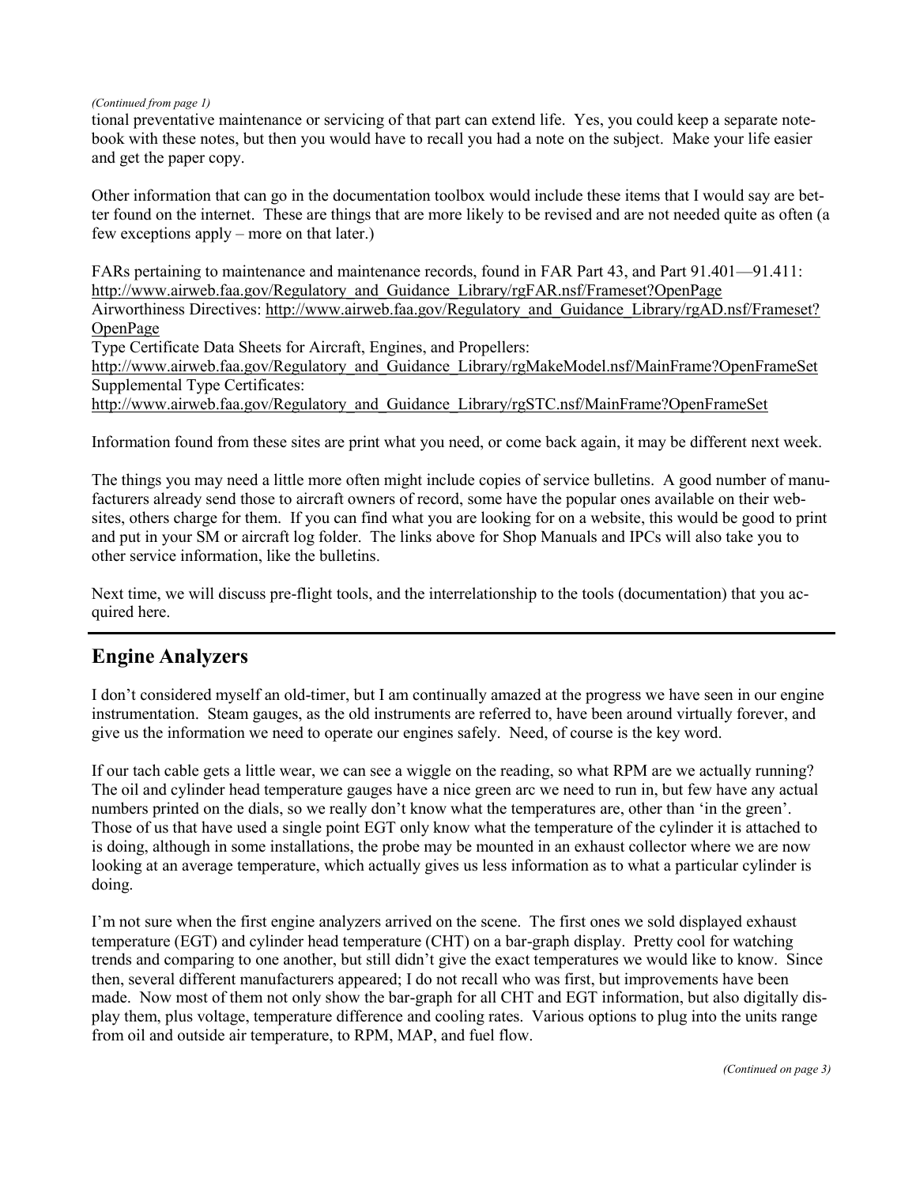*(Continued from page 1)*

tional preventative maintenance or servicing of that part can extend life. Yes, you could keep a separate notebook with these notes, but then you would have to recall you had a note on the subject. Make your life easier and get the paper copy.

Other information that can go in the documentation toolbox would include these items that I would say are better found on the internet. These are things that are more likely to be revised and are not needed quite as often (a few exceptions apply – more on that later.)

FARs pertaining to maintenance and maintenance records, found in FAR Part 43, and Part 91.401—91.411: http://www.airweb.faa.gov/Regulatory_and_Guidance_Library/rgFAR.nsf/Frameset?OpenPage
Airworthiness Directives: http://www.airweb.faa.gov/Regulatory_and_Guidance_Library/rgAD.nsf/Frameset?OpenPage
Type Certificate Data Sheets for Aircraft, Engines, and Propellers:
http://www.airweb.faa.gov/Regulatory_and_Guidance_Library/rgMakeModel.nsf/MainFrame?OpenFrameSet
Supplemental Type Certificates:
http://www.airweb.faa.gov/Regulatory_and_Guidance_Library/rgSTC.nsf/MainFrame?OpenFrameSet

Information found from these sites are print what you need, or come back again, it may be different next week.

The things you may need a little more often might include copies of service bulletins. A good number of manufacturers already send those to aircraft owners of record, some have the popular ones available on their websites, others charge for them. If you can find what you are looking for on a website, this would be good to print and put in your SM or aircraft log folder. The links above for Shop Manuals and IPCs will also take you to other service information, like the bulletins.

Next time, we will discuss pre-flight tools, and the interrelationship to the tools (documentation) that you acquired here.

## Engine Analyzers

I don't considered myself an old-timer, but I am continually amazed at the progress we have seen in our engine instrumentation. Steam gauges, as the old instruments are referred to, have been around virtually forever, and give us the information we need to operate our engines safely. Need, of course is the key word.

If our tach cable gets a little wear, we can see a wiggle on the reading, so what RPM are we actually running? The oil and cylinder head temperature gauges have a nice green arc we need to run in, but few have any actual numbers printed on the dials, so we really don't know what the temperatures are, other than 'in the green'. Those of us that have used a single point EGT only know what the temperature of the cylinder it is attached to is doing, although in some installations, the probe may be mounted in an exhaust collector where we are now looking at an average temperature, which actually gives us less information as to what a particular cylinder is doing.

I'm not sure when the first engine analyzers arrived on the scene. The first ones we sold displayed exhaust temperature (EGT) and cylinder head temperature (CHT) on a bar-graph display. Pretty cool for watching trends and comparing to one another, but still didn't give the exact temperatures we would like to know. Since then, several different manufacturers appeared; I do not recall who was first, but improvements have been made. Now most of them not only show the bar-graph for all CHT and EGT information, but also digitally display them, plus voltage, temperature difference and cooling rates. Various options to plug into the units range from oil and outside air temperature, to RPM, MAP, and fuel flow.

*(Continued on page 3)*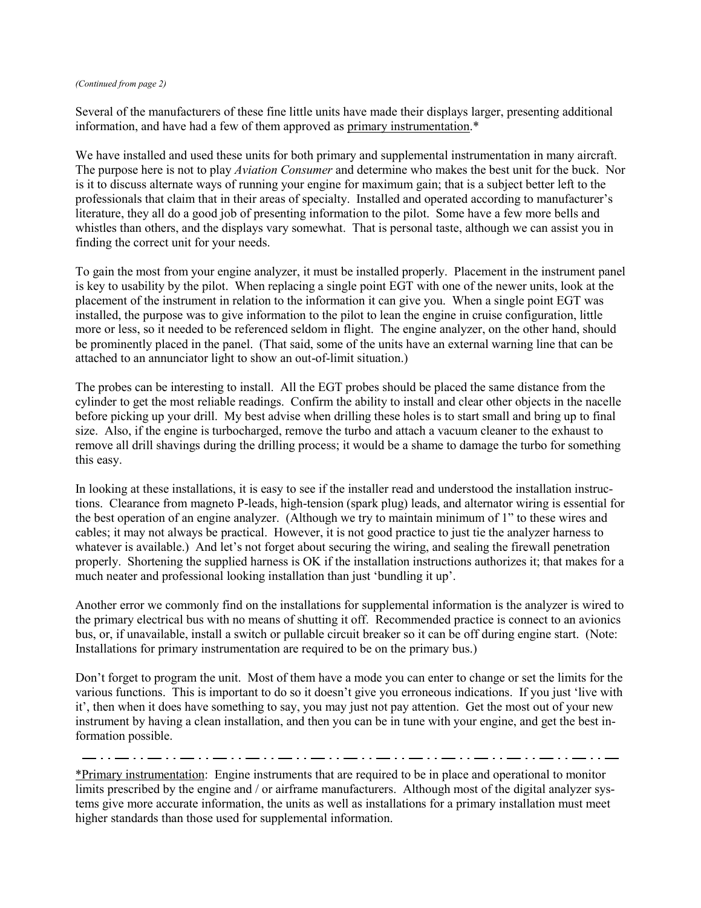*(Continued from page 2)*

Several of the manufacturers of these fine little units have made their displays larger, presenting additional information, and have had a few of them approved as <u>primary instrumentation</u>.*

We have installed and used these units for both primary and supplemental instrumentation in many aircraft. The purpose here is not to play *Aviation Consumer* and determine who makes the best unit for the buck. Nor is it to discuss alternate ways of running your engine for maximum gain; that is a subject better left to the professionals that claim that in their areas of specialty. Installed and operated according to manufacturer's literature, they all do a good job of presenting information to the pilot. Some have a few more bells and whistles than others, and the displays vary somewhat. That is personal taste, although we can assist you in finding the correct unit for your needs.

To gain the most from your engine analyzer, it must be installed properly. Placement in the instrument panel is key to usability by the pilot. When replacing a single point EGT with one of the newer units, look at the placement of the instrument in relation to the information it can give you. When a single point EGT was installed, the purpose was to give information to the pilot to lean the engine in cruise configuration, little more or less, so it needed to be referenced seldom in flight. The engine analyzer, on the other hand, should be prominently placed in the panel. (That said, some of the units have an external warning line that can be attached to an annunciator light to show an out-of-limit situation.)

The probes can be interesting to install. All the EGT probes should be placed the same distance from the cylinder to get the most reliable readings. Confirm the ability to install and clear other objects in the nacelle before picking up your drill. My best advise when drilling these holes is to start small and bring up to final size. Also, if the engine is turbocharged, remove the turbo and attach a vacuum cleaner to the exhaust to remove all drill shavings during the drilling process; it would be a shame to damage the turbo for something this easy.

In looking at these installations, it is easy to see if the installer read and understood the installation instructions. Clearance from magneto P-leads, high-tension (spark plug) leads, and alternator wiring is essential for the best operation of an engine analyzer. (Although we try to maintain minimum of 1" to these wires and cables; it may not always be practical. However, it is not good practice to just tie the analyzer harness to whatever is available.) And let's not forget about securing the wiring, and sealing the firewall penetration properly. Shortening the supplied harness is OK if the installation instructions authorizes it; that makes for a much neater and professional looking installation than just 'bundling it up'.

Another error we commonly find on the installations for supplemental information is the analyzer is wired to the primary electrical bus with no means of shutting it off. Recommended practice is connect to an avionics bus, or, if unavailable, install a switch or pullable circuit breaker so it can be off during engine start. (Note: Installations for primary instrumentation are required to be on the primary bus.)

Don't forget to program the unit. Most of them have a mode you can enter to change or set the limits for the various functions. This is important to do so it doesn't give you erroneous indications. If you just 'live with it', then when it does have something to say, you may just not pay attention. Get the most out of your new instrument by having a clean installation, and then you can be in tune with your engine, and get the best information possible.

---

*<u>Primary instrumentation</u>: Engine instruments that are required to be in place and operational to monitor limits prescribed by the engine and / or airframe manufacturers. Although most of the digital analyzer systems give more accurate information, the units as well as installations for a primary installation must meet higher standards than those used for supplemental information.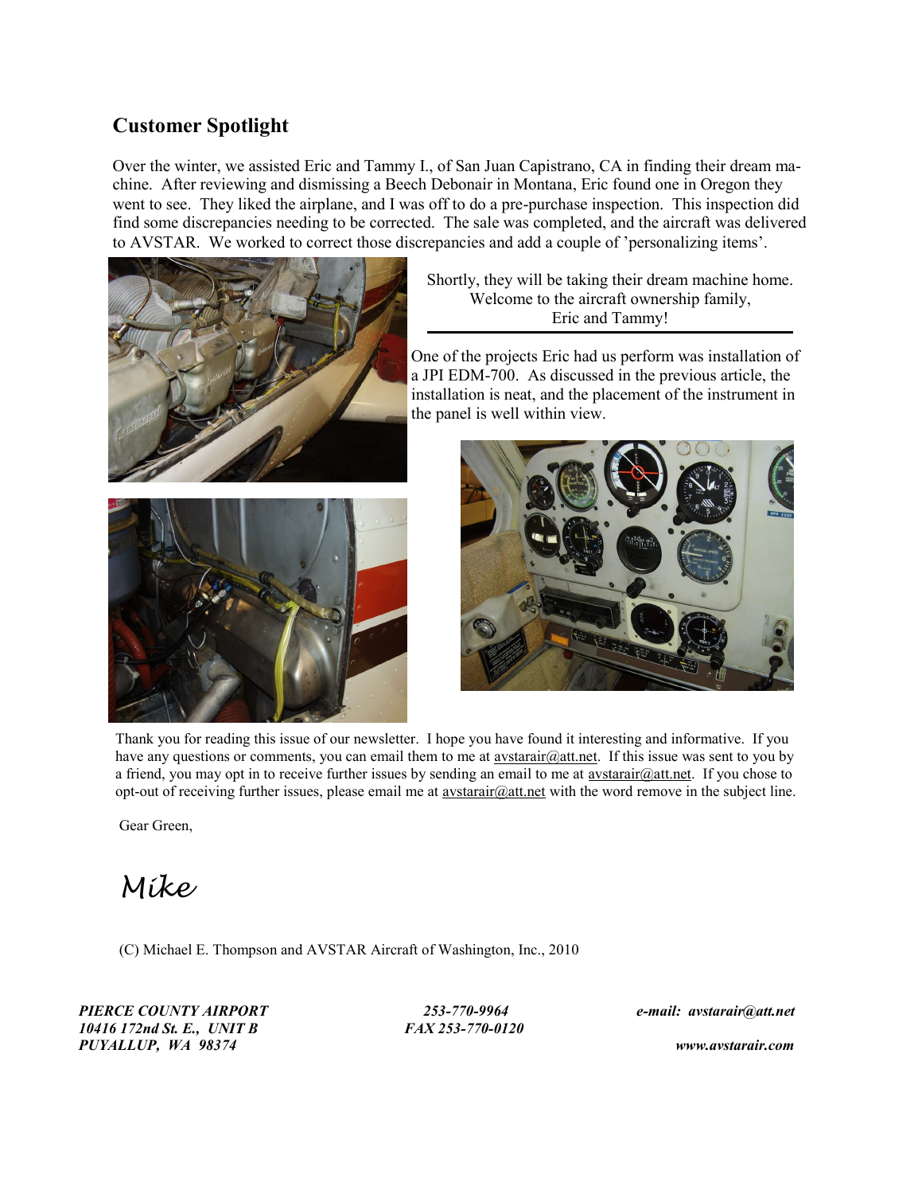## Customer Spotlight

Over the winter, we assisted Eric and Tammy I., of San Juan Capistrano, CA in finding their dream machine. After reviewing and dismissing a Beech Debonair in Montana, Eric found one in Oregon they went to see. They liked the airplane, and I was off to do a pre-purchase inspection. This inspection did find some discrepancies needing to be corrected. The sale was completed, and the aircraft was delivered to AVSTAR. We worked to correct those discrepancies and add a couple of 'personalizing items'.

Shortly, they will be taking their dream machine home.
Welcome to the aircraft ownership family,
Eric and Tammy!

---

One of the projects Eric had us perform was installation of a JPI EDM-700. As discussed in the previous article, the installation is neat, and the placement of the instrument in the panel is well within view.

Thank you for reading this issue of our newsletter. I hope you have found it interesting and informative. If you have any questions or comments, you can email them to me at avstarair@att.net. If this issue was sent to you by a friend, you may opt in to receive further issues by sending an email to me at avstarair@att.net. If you chose to opt-out of receiving further issues, please email me at avstarair@att.net with the word remove in the subject line.

Gear Green,

*Mike*

(C) Michael E. Thompson and AVSTAR Aircraft of Washington, Inc., 2010

***PIERCE COUNTY AIRPORT***
***10416 172nd St. E., UNIT B***
***PUYALLUP, WA 98374***

***253-770-9964***
***FAX 253-770-0120***

***e-mail: avstarair@att.net***
***www.avstarair.com***